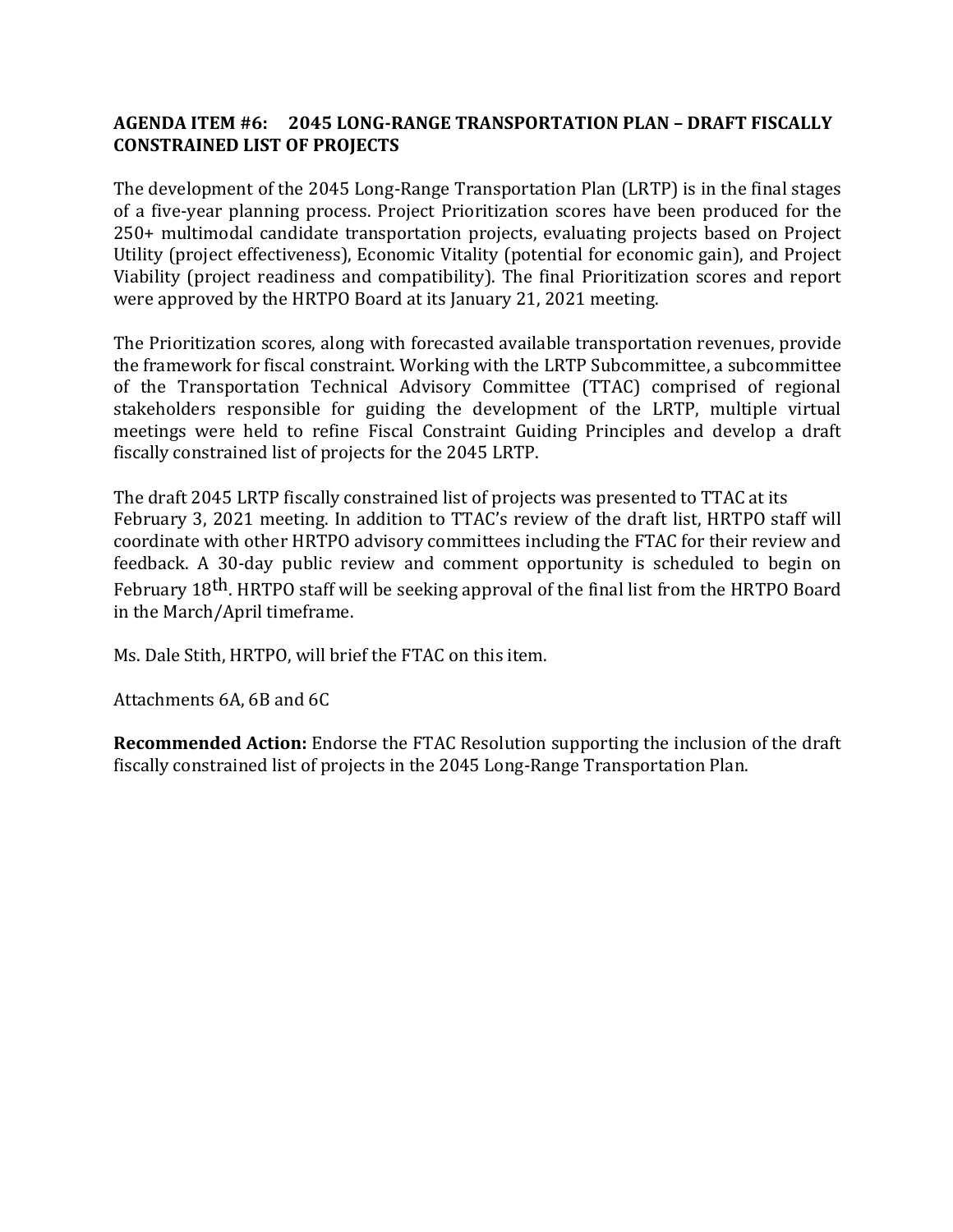**AGENDA ITEM #6: 2045 LONG-RANGE TRANSPORTATION PLAN – DRAFT FISCALLY CONSTRAINED LIST OF PROJECTS**

The development of the 2045 Long-Range Transportation Plan (LRTP) is in the final stages of a five-year planning process. Project Prioritization scores have been produced for the 250+ multimodal candidate transportation projects, evaluating projects based on Project Utility (project effectiveness), Economic Vitality (potential for economic gain), and Project Viability (project readiness and compatibility). The final Prioritization scores and report were approved by the HRTPO Board at its January 21, 2021 meeting.

The Prioritization scores, along with forecasted available transportation revenues, provide the framework for fiscal constraint. Working with the LRTP Subcommittee, a subcommittee of the Transportation Technical Advisory Committee (TTAC) comprised of regional stakeholders responsible for guiding the development of the LRTP, multiple virtual meetings were held to refine Fiscal Constraint Guiding Principles and develop a draft fiscally constrained list of projects for the 2045 LRTP.

The draft 2045 LRTP fiscally constrained list of projects was presented to TTAC at its February 3, 2021 meeting. In addition to TTAC's review of the draft list, HRTPO staff will coordinate with other HRTPO advisory committees including the FTAC for their review and feedback. A 30-day public review and comment opportunity is scheduled to begin on February 18th. HRTPO staff will be seeking approval of the final list from the HRTPO Board in the March/April timeframe.

Ms. Dale Stith, HRTPO, will brief the FTAC on this item.

Attachments 6A, 6B and 6C

**Recommended Action:** Endorse the FTAC Resolution supporting the inclusion of the draft fiscally constrained list of projects in the 2045 Long-Range Transportation Plan.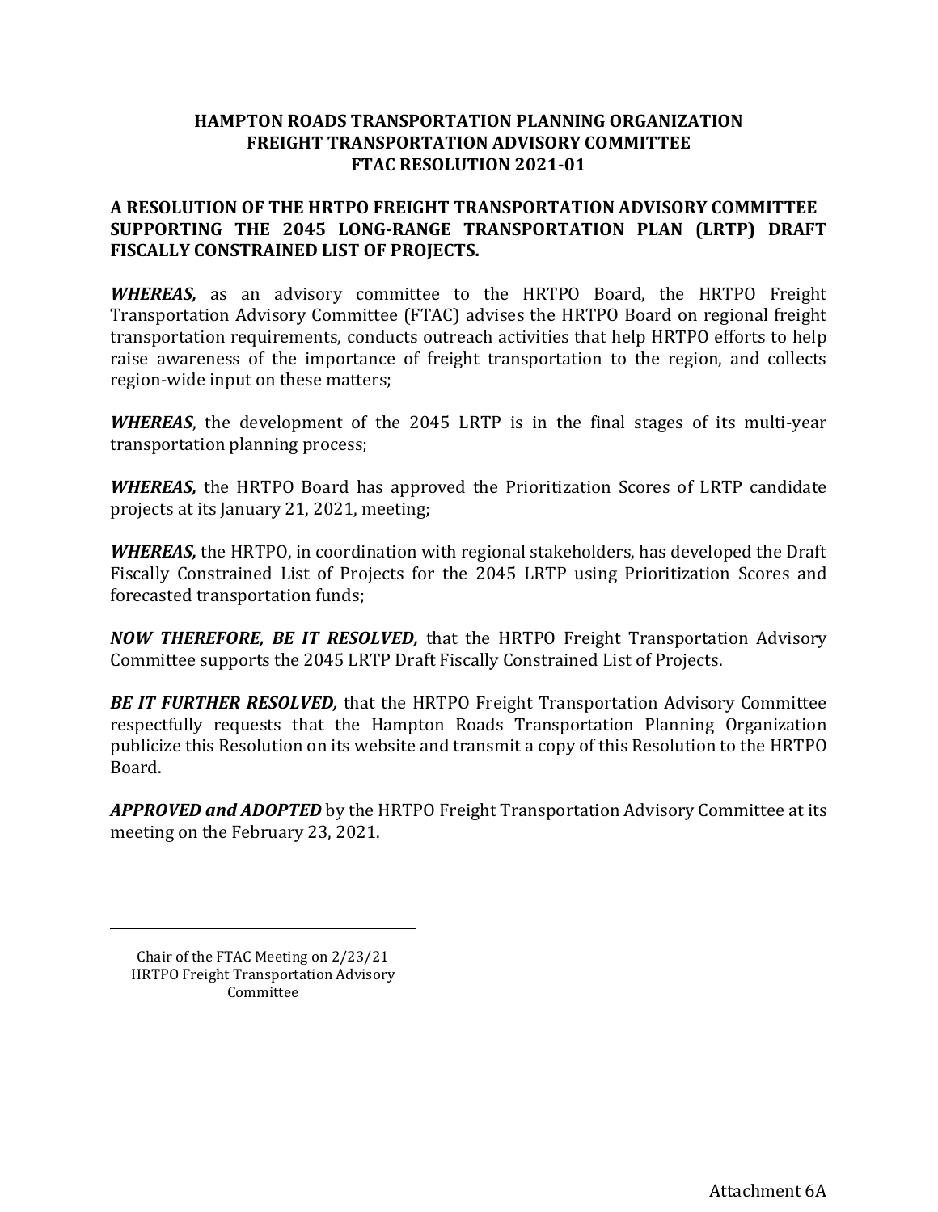# HAMPTON ROADS TRANSPORTATION PLANNING ORGANIZATION
# FREIGHT TRANSPORTATION ADVISORY COMMITTEE
# FTAC RESOLUTION 2021-01

**A RESOLUTION OF THE HRTPO FREIGHT TRANSPORTATION ADVISORY COMMITTEE SUPPORTING THE 2045 LONG-RANGE TRANSPORTATION PLAN (LRTP) DRAFT FISCALLY CONSTRAINED LIST OF PROJECTS.**

***WHEREAS,*** as an advisory committee to the HRTPO Board, the HRTPO Freight Transportation Advisory Committee (FTAC) advises the HRTPO Board on regional freight transportation requirements, conducts outreach activities that help HRTPO efforts to help raise awareness of the importance of freight transportation to the region, and collects region-wide input on these matters;

***WHEREAS***, the development of the 2045 LRTP is in the final stages of its multi-year transportation planning process;

***WHEREAS,*** the HRTPO Board has approved the Prioritization Scores of LRTP candidate projects at its January 21, 2021, meeting;

***WHEREAS,*** the HRTPO, in coordination with regional stakeholders, has developed the Draft Fiscally Constrained List of Projects for the 2045 LRTP using Prioritization Scores and forecasted transportation funds;

***NOW THEREFORE, BE IT RESOLVED,*** that the HRTPO Freight Transportation Advisory Committee supports the 2045 LRTP Draft Fiscally Constrained List of Projects.

***BE IT FURTHER RESOLVED,*** that the HRTPO Freight Transportation Advisory Committee respectfully requests that the Hampton Roads Transportation Planning Organization publicize this Resolution on its website and transmit a copy of this Resolution to the HRTPO Board.

***APPROVED and ADOPTED*** by the HRTPO Freight Transportation Advisory Committee at its meeting on the February 23, 2021.

\_\_\_\_\_\_\_\_\_\_\_\_\_\_\_\_\_\_\_\_\_\_\_\_\_\_\_\_\_\_\_\_\_\_\_\_\_\_\_\_

Chair of the FTAC Meeting on 2/23/21
HRTPO Freight Transportation Advisory Committee

Attachment 6A